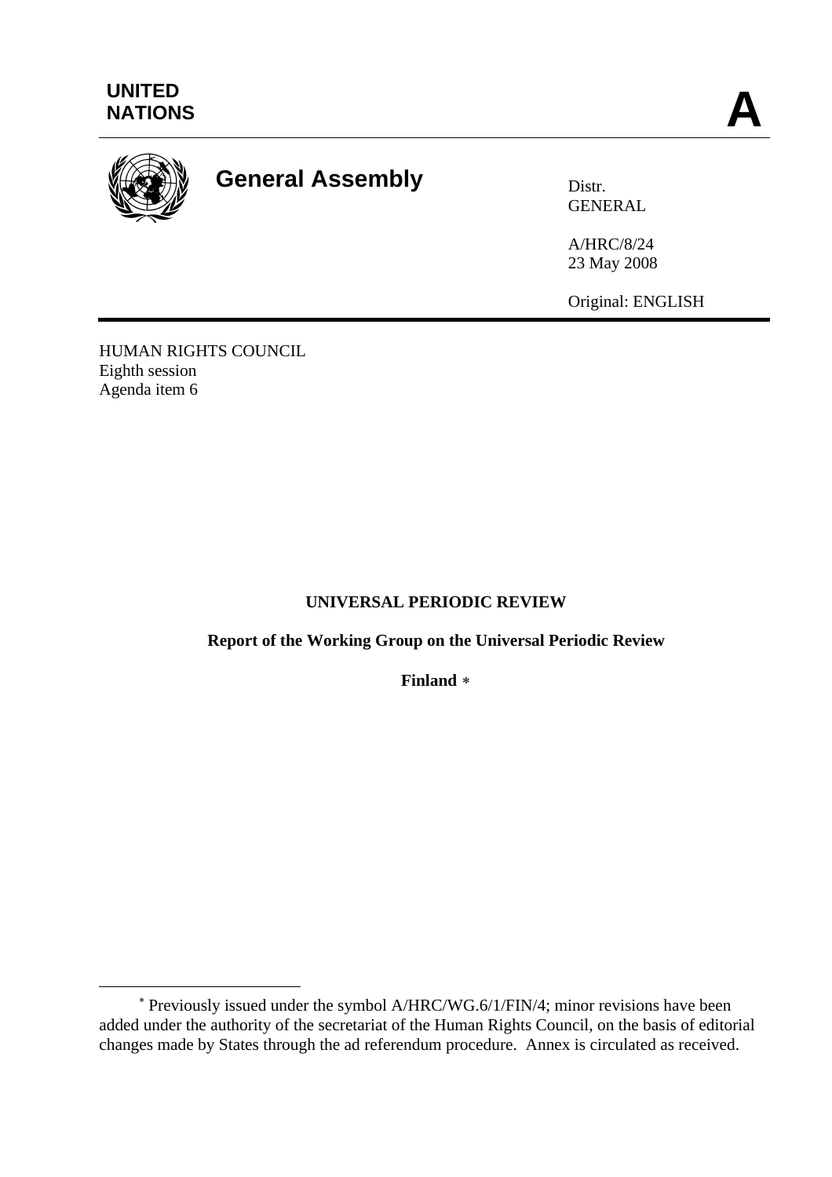UNITED NATIONS

**A**

# General Assembly

Distr.
GENERAL

A/HRC/8/24
23 May 2008

Original: ENGLISH

HUMAN RIGHTS COUNCIL
Eighth session
Agenda item 6

**UNIVERSAL PERIODIC REVIEW**

**Report of the Working Group on the Universal Periodic Review**

**Finland** *

---

* Previously issued under the symbol A/HRC/WG.6/1/FIN/4; minor revisions have been added under the authority of the secretariat of the Human Rights Council, on the basis of editorial changes made by States through the ad referendum procedure. Annex is circulated as received.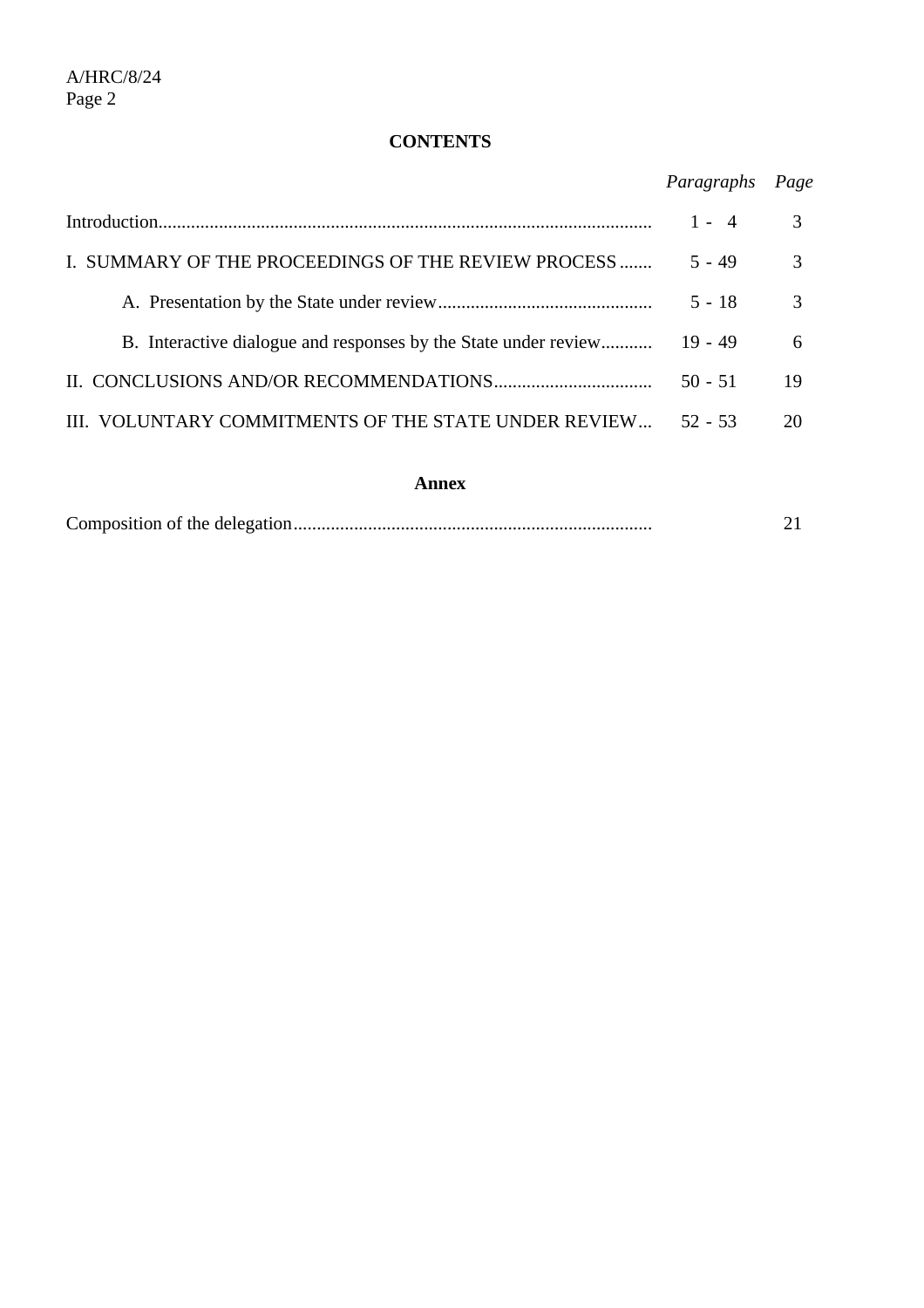**CONTENTS**

| | *Paragraphs* | *Page* |
|---|---|---|
| Introduction | 1 - 4 | 3 |
| I. SUMMARY OF THE PROCEEDINGS OF THE REVIEW PROCESS | 5 - 49 | 3 |
| A. Presentation by the State under review | 5 - 18 | 3 |
| B. Interactive dialogue and responses by the State under review | 19 - 49 | 6 |
| II. CONCLUSIONS AND/OR RECOMMENDATIONS | 50 - 51 | 19 |
| III. VOLUNTARY COMMITMENTS OF THE STATE UNDER REVIEW | 52 - 53 | 20 |

**Annex**

| | | |
|---|---|---|
| Composition of the delegation | | 21 |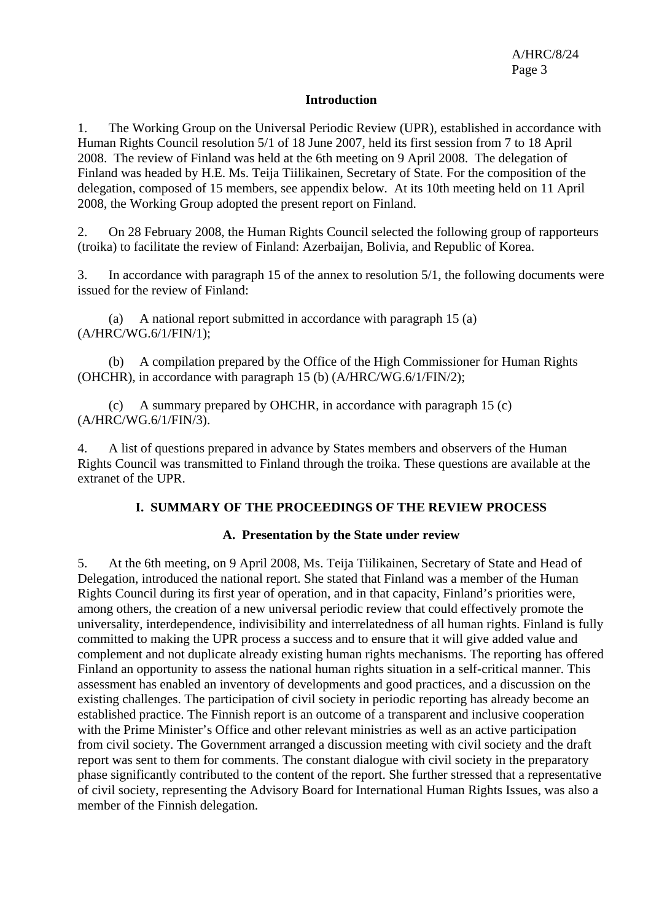## Introduction

1. The Working Group on the Universal Periodic Review (UPR), established in accordance with Human Rights Council resolution 5/1 of 18 June 2007, held its first session from 7 to 18 April 2008. The review of Finland was held at the 6th meeting on 9 April 2008. The delegation of Finland was headed by H.E. Ms. Teija Tiilikainen, Secretary of State. For the composition of the delegation, composed of 15 members, see appendix below. At its 10th meeting held on 11 April 2008, the Working Group adopted the present report on Finland.

2. On 28 February 2008, the Human Rights Council selected the following group of rapporteurs (troika) to facilitate the review of Finland: Azerbaijan, Bolivia, and Republic of Korea.

3. In accordance with paragraph 15 of the annex to resolution 5/1, the following documents were issued for the review of Finland:

(a) A national report submitted in accordance with paragraph 15 (a) (A/HRC/WG.6/1/FIN/1);

(b) A compilation prepared by the Office of the High Commissioner for Human Rights (OHCHR), in accordance with paragraph 15 (b) (A/HRC/WG.6/1/FIN/2);

(c) A summary prepared by OHCHR, in accordance with paragraph 15 (c) (A/HRC/WG.6/1/FIN/3).

4. A list of questions prepared in advance by States members and observers of the Human Rights Council was transmitted to Finland through the troika. These questions are available at the extranet of the UPR.

## I. SUMMARY OF THE PROCEEDINGS OF THE REVIEW PROCESS

### A. Presentation by the State under review

5. At the 6th meeting, on 9 April 2008, Ms. Teija Tiilikainen, Secretary of State and Head of Delegation, introduced the national report. She stated that Finland was a member of the Human Rights Council during its first year of operation, and in that capacity, Finland's priorities were, among others, the creation of a new universal periodic review that could effectively promote the universality, interdependence, indivisibility and interrelatedness of all human rights. Finland is fully committed to making the UPR process a success and to ensure that it will give added value and complement and not duplicate already existing human rights mechanisms. The reporting has offered Finland an opportunity to assess the national human rights situation in a self-critical manner. This assessment has enabled an inventory of developments and good practices, and a discussion on the existing challenges. The participation of civil society in periodic reporting has already become an established practice. The Finnish report is an outcome of a transparent and inclusive cooperation with the Prime Minister's Office and other relevant ministries as well as an active participation from civil society. The Government arranged a discussion meeting with civil society and the draft report was sent to them for comments. The constant dialogue with civil society in the preparatory phase significantly contributed to the content of the report. She further stressed that a representative of civil society, representing the Advisory Board for International Human Rights Issues, was also a member of the Finnish delegation.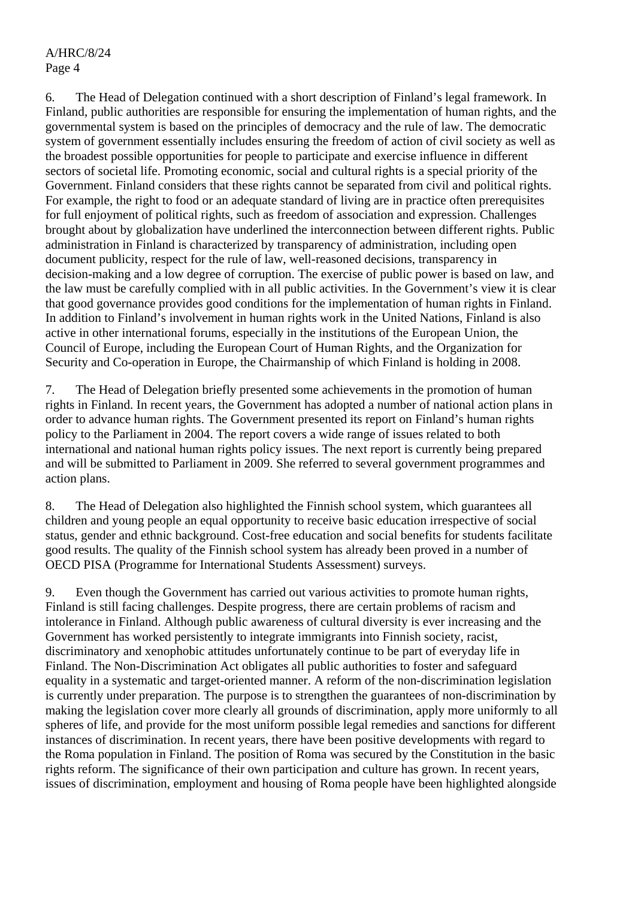6. The Head of Delegation continued with a short description of Finland's legal framework. In Finland, public authorities are responsible for ensuring the implementation of human rights, and the governmental system is based on the principles of democracy and the rule of law. The democratic system of government essentially includes ensuring the freedom of action of civil society as well as the broadest possible opportunities for people to participate and exercise influence in different sectors of societal life. Promoting economic, social and cultural rights is a special priority of the Government. Finland considers that these rights cannot be separated from civil and political rights. For example, the right to food or an adequate standard of living are in practice often prerequisites for full enjoyment of political rights, such as freedom of association and expression. Challenges brought about by globalization have underlined the interconnection between different rights. Public administration in Finland is characterized by transparency of administration, including open document publicity, respect for the rule of law, well-reasoned decisions, transparency in decision-making and a low degree of corruption. The exercise of public power is based on law, and the law must be carefully complied with in all public activities. In the Government's view it is clear that good governance provides good conditions for the implementation of human rights in Finland. In addition to Finland's involvement in human rights work in the United Nations, Finland is also active in other international forums, especially in the institutions of the European Union, the Council of Europe, including the European Court of Human Rights, and the Organization for Security and Co-operation in Europe, the Chairmanship of which Finland is holding in 2008.

7. The Head of Delegation briefly presented some achievements in the promotion of human rights in Finland. In recent years, the Government has adopted a number of national action plans in order to advance human rights. The Government presented its report on Finland's human rights policy to the Parliament in 2004. The report covers a wide range of issues related to both international and national human rights policy issues. The next report is currently being prepared and will be submitted to Parliament in 2009. She referred to several government programmes and action plans.

8. The Head of Delegation also highlighted the Finnish school system, which guarantees all children and young people an equal opportunity to receive basic education irrespective of social status, gender and ethnic background. Cost-free education and social benefits for students facilitate good results. The quality of the Finnish school system has already been proved in a number of OECD PISA (Programme for International Students Assessment) surveys.

9. Even though the Government has carried out various activities to promote human rights, Finland is still facing challenges. Despite progress, there are certain problems of racism and intolerance in Finland. Although public awareness of cultural diversity is ever increasing and the Government has worked persistently to integrate immigrants into Finnish society, racist, discriminatory and xenophobic attitudes unfortunately continue to be part of everyday life in Finland. The Non-Discrimination Act obligates all public authorities to foster and safeguard equality in a systematic and target-oriented manner. A reform of the non-discrimination legislation is currently under preparation. The purpose is to strengthen the guarantees of non-discrimination by making the legislation cover more clearly all grounds of discrimination, apply more uniformly to all spheres of life, and provide for the most uniform possible legal remedies and sanctions for different instances of discrimination. In recent years, there have been positive developments with regard to the Roma population in Finland. The position of Roma was secured by the Constitution in the basic rights reform. The significance of their own participation and culture has grown. In recent years, issues of discrimination, employment and housing of Roma people have been highlighted alongside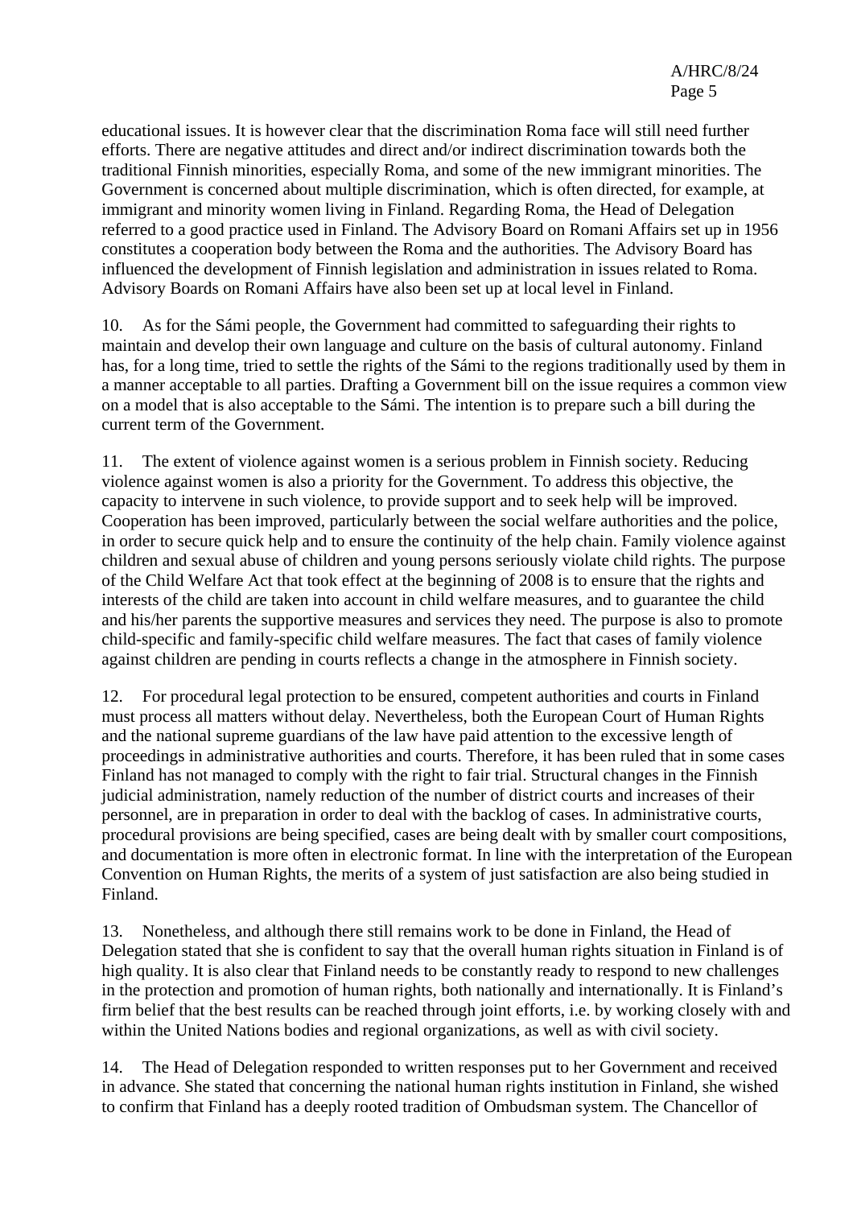educational issues. It is however clear that the discrimination Roma face will still need further efforts. There are negative attitudes and direct and/or indirect discrimination towards both the traditional Finnish minorities, especially Roma, and some of the new immigrant minorities. The Government is concerned about multiple discrimination, which is often directed, for example, at immigrant and minority women living in Finland. Regarding Roma, the Head of Delegation referred to a good practice used in Finland. The Advisory Board on Romani Affairs set up in 1956 constitutes a cooperation body between the Roma and the authorities. The Advisory Board has influenced the development of Finnish legislation and administration in issues related to Roma. Advisory Boards on Romani Affairs have also been set up at local level in Finland.

10. As for the Sámi people, the Government had committed to safeguarding their rights to maintain and develop their own language and culture on the basis of cultural autonomy. Finland has, for a long time, tried to settle the rights of the Sámi to the regions traditionally used by them in a manner acceptable to all parties. Drafting a Government bill on the issue requires a common view on a model that is also acceptable to the Sámi. The intention is to prepare such a bill during the current term of the Government.

11. The extent of violence against women is a serious problem in Finnish society. Reducing violence against women is also a priority for the Government. To address this objective, the capacity to intervene in such violence, to provide support and to seek help will be improved. Cooperation has been improved, particularly between the social welfare authorities and the police, in order to secure quick help and to ensure the continuity of the help chain. Family violence against children and sexual abuse of children and young persons seriously violate child rights. The purpose of the Child Welfare Act that took effect at the beginning of 2008 is to ensure that the rights and interests of the child are taken into account in child welfare measures, and to guarantee the child and his/her parents the supportive measures and services they need. The purpose is also to promote child-specific and family-specific child welfare measures. The fact that cases of family violence against children are pending in courts reflects a change in the atmosphere in Finnish society.

12. For procedural legal protection to be ensured, competent authorities and courts in Finland must process all matters without delay. Nevertheless, both the European Court of Human Rights and the national supreme guardians of the law have paid attention to the excessive length of proceedings in administrative authorities and courts. Therefore, it has been ruled that in some cases Finland has not managed to comply with the right to fair trial. Structural changes in the Finnish judicial administration, namely reduction of the number of district courts and increases of their personnel, are in preparation in order to deal with the backlog of cases. In administrative courts, procedural provisions are being specified, cases are being dealt with by smaller court compositions, and documentation is more often in electronic format. In line with the interpretation of the European Convention on Human Rights, the merits of a system of just satisfaction are also being studied in Finland.

13. Nonetheless, and although there still remains work to be done in Finland, the Head of Delegation stated that she is confident to say that the overall human rights situation in Finland is of high quality. It is also clear that Finland needs to be constantly ready to respond to new challenges in the protection and promotion of human rights, both nationally and internationally. It is Finland's firm belief that the best results can be reached through joint efforts, i.e. by working closely with and within the United Nations bodies and regional organizations, as well as with civil society.

14. The Head of Delegation responded to written responses put to her Government and received in advance. She stated that concerning the national human rights institution in Finland, she wished to confirm that Finland has a deeply rooted tradition of Ombudsman system. The Chancellor of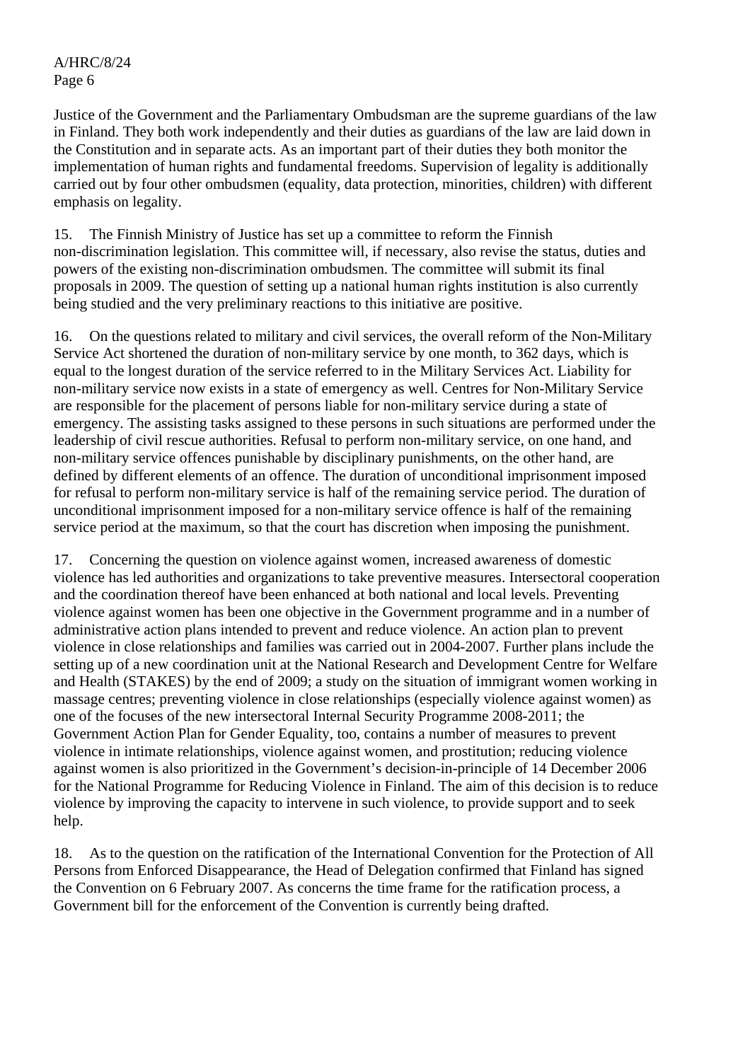Justice of the Government and the Parliamentary Ombudsman are the supreme guardians of the law in Finland. They both work independently and their duties as guardians of the law are laid down in the Constitution and in separate acts. As an important part of their duties they both monitor the implementation of human rights and fundamental freedoms. Supervision of legality is additionally carried out by four other ombudsmen (equality, data protection, minorities, children) with different emphasis on legality.

15. The Finnish Ministry of Justice has set up a committee to reform the Finnish non-discrimination legislation. This committee will, if necessary, also revise the status, duties and powers of the existing non-discrimination ombudsmen. The committee will submit its final proposals in 2009. The question of setting up a national human rights institution is also currently being studied and the very preliminary reactions to this initiative are positive.

16. On the questions related to military and civil services, the overall reform of the Non-Military Service Act shortened the duration of non-military service by one month, to 362 days, which is equal to the longest duration of the service referred to in the Military Services Act. Liability for non-military service now exists in a state of emergency as well. Centres for Non-Military Service are responsible for the placement of persons liable for non-military service during a state of emergency. The assisting tasks assigned to these persons in such situations are performed under the leadership of civil rescue authorities. Refusal to perform non-military service, on one hand, and non-military service offences punishable by disciplinary punishments, on the other hand, are defined by different elements of an offence. The duration of unconditional imprisonment imposed for refusal to perform non-military service is half of the remaining service period. The duration of unconditional imprisonment imposed for a non-military service offence is half of the remaining service period at the maximum, so that the court has discretion when imposing the punishment.

17. Concerning the question on violence against women, increased awareness of domestic violence has led authorities and organizations to take preventive measures. Intersectoral cooperation and the coordination thereof have been enhanced at both national and local levels. Preventing violence against women has been one objective in the Government programme and in a number of administrative action plans intended to prevent and reduce violence. An action plan to prevent violence in close relationships and families was carried out in 2004-2007. Further plans include the setting up of a new coordination unit at the National Research and Development Centre for Welfare and Health (STAKES) by the end of 2009; a study on the situation of immigrant women working in massage centres; preventing violence in close relationships (especially violence against women) as one of the focuses of the new intersectoral Internal Security Programme 2008-2011; the Government Action Plan for Gender Equality, too, contains a number of measures to prevent violence in intimate relationships, violence against women, and prostitution; reducing violence against women is also prioritized in the Government's decision-in-principle of 14 December 2006 for the National Programme for Reducing Violence in Finland. The aim of this decision is to reduce violence by improving the capacity to intervene in such violence, to provide support and to seek help.

18. As to the question on the ratification of the International Convention for the Protection of All Persons from Enforced Disappearance, the Head of Delegation confirmed that Finland has signed the Convention on 6 February 2007. As concerns the time frame for the ratification process, a Government bill for the enforcement of the Convention is currently being drafted.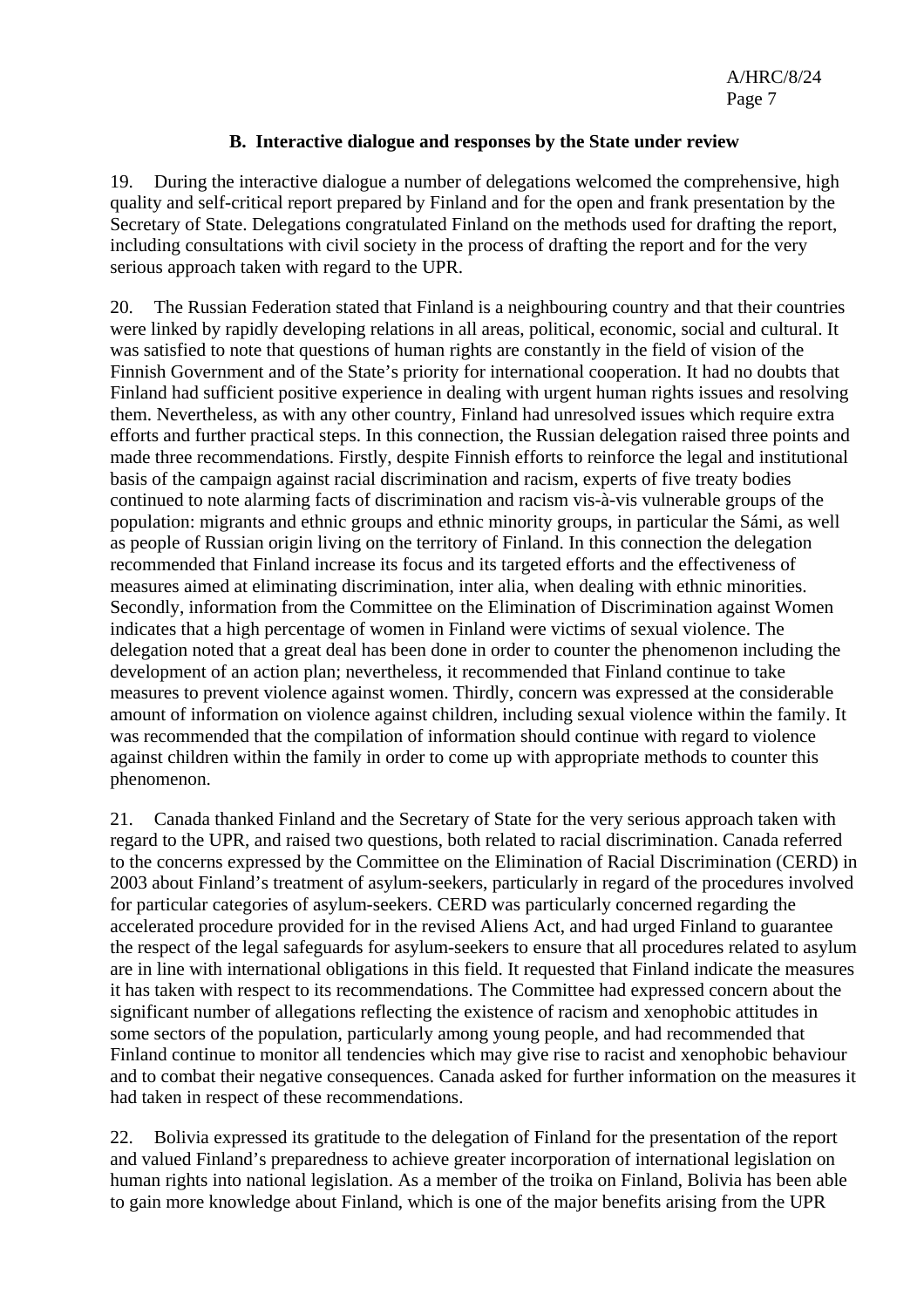## B. Interactive dialogue and responses by the State under review

19. During the interactive dialogue a number of delegations welcomed the comprehensive, high quality and self-critical report prepared by Finland and for the open and frank presentation by the Secretary of State. Delegations congratulated Finland on the methods used for drafting the report, including consultations with civil society in the process of drafting the report and for the very serious approach taken with regard to the UPR.

20. The Russian Federation stated that Finland is a neighbouring country and that their countries were linked by rapidly developing relations in all areas, political, economic, social and cultural. It was satisfied to note that questions of human rights are constantly in the field of vision of the Finnish Government and of the State's priority for international cooperation. It had no doubts that Finland had sufficient positive experience in dealing with urgent human rights issues and resolving them. Nevertheless, as with any other country, Finland had unresolved issues which require extra efforts and further practical steps. In this connection, the Russian delegation raised three points and made three recommendations. Firstly, despite Finnish efforts to reinforce the legal and institutional basis of the campaign against racial discrimination and racism, experts of five treaty bodies continued to note alarming facts of discrimination and racism vis-à-vis vulnerable groups of the population: migrants and ethnic groups and ethnic minority groups, in particular the Sámi, as well as people of Russian origin living on the territory of Finland. In this connection the delegation recommended that Finland increase its focus and its targeted efforts and the effectiveness of measures aimed at eliminating discrimination, inter alia, when dealing with ethnic minorities. Secondly, information from the Committee on the Elimination of Discrimination against Women indicates that a high percentage of women in Finland were victims of sexual violence. The delegation noted that a great deal has been done in order to counter the phenomenon including the development of an action plan; nevertheless, it recommended that Finland continue to take measures to prevent violence against women. Thirdly, concern was expressed at the considerable amount of information on violence against children, including sexual violence within the family. It was recommended that the compilation of information should continue with regard to violence against children within the family in order to come up with appropriate methods to counter this phenomenon.

21. Canada thanked Finland and the Secretary of State for the very serious approach taken with regard to the UPR, and raised two questions, both related to racial discrimination. Canada referred to the concerns expressed by the Committee on the Elimination of Racial Discrimination (CERD) in 2003 about Finland's treatment of asylum-seekers, particularly in regard of the procedures involved for particular categories of asylum-seekers. CERD was particularly concerned regarding the accelerated procedure provided for in the revised Aliens Act, and had urged Finland to guarantee the respect of the legal safeguards for asylum-seekers to ensure that all procedures related to asylum are in line with international obligations in this field. It requested that Finland indicate the measures it has taken with respect to its recommendations. The Committee had expressed concern about the significant number of allegations reflecting the existence of racism and xenophobic attitudes in some sectors of the population, particularly among young people, and had recommended that Finland continue to monitor all tendencies which may give rise to racist and xenophobic behaviour and to combat their negative consequences. Canada asked for further information on the measures it had taken in respect of these recommendations.

22. Bolivia expressed its gratitude to the delegation of Finland for the presentation of the report and valued Finland's preparedness to achieve greater incorporation of international legislation on human rights into national legislation. As a member of the troika on Finland, Bolivia has been able to gain more knowledge about Finland, which is one of the major benefits arising from the UPR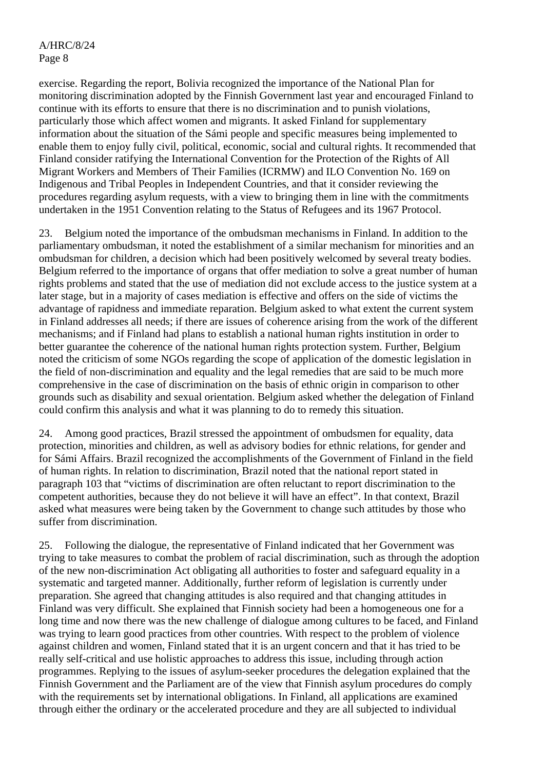exercise. Regarding the report, Bolivia recognized the importance of the National Plan for monitoring discrimination adopted by the Finnish Government last year and encouraged Finland to continue with its efforts to ensure that there is no discrimination and to punish violations, particularly those which affect women and migrants. It asked Finland for supplementary information about the situation of the Sámi people and specific measures being implemented to enable them to enjoy fully civil, political, economic, social and cultural rights. It recommended that Finland consider ratifying the International Convention for the Protection of the Rights of All Migrant Workers and Members of Their Families (ICRMW) and ILO Convention No. 169 on Indigenous and Tribal Peoples in Independent Countries, and that it consider reviewing the procedures regarding asylum requests, with a view to bringing them in line with the commitments undertaken in the 1951 Convention relating to the Status of Refugees and its 1967 Protocol.

23. Belgium noted the importance of the ombudsman mechanisms in Finland. In addition to the parliamentary ombudsman, it noted the establishment of a similar mechanism for minorities and an ombudsman for children, a decision which had been positively welcomed by several treaty bodies. Belgium referred to the importance of organs that offer mediation to solve a great number of human rights problems and stated that the use of mediation did not exclude access to the justice system at a later stage, but in a majority of cases mediation is effective and offers on the side of victims the advantage of rapidness and immediate reparation. Belgium asked to what extent the current system in Finland addresses all needs; if there are issues of coherence arising from the work of the different mechanisms; and if Finland had plans to establish a national human rights institution in order to better guarantee the coherence of the national human rights protection system. Further, Belgium noted the criticism of some NGOs regarding the scope of application of the domestic legislation in the field of non-discrimination and equality and the legal remedies that are said to be much more comprehensive in the case of discrimination on the basis of ethnic origin in comparison to other grounds such as disability and sexual orientation. Belgium asked whether the delegation of Finland could confirm this analysis and what it was planning to do to remedy this situation.

24. Among good practices, Brazil stressed the appointment of ombudsmen for equality, data protection, minorities and children, as well as advisory bodies for ethnic relations, for gender and for Sámi Affairs. Brazil recognized the accomplishments of the Government of Finland in the field of human rights. In relation to discrimination, Brazil noted that the national report stated in paragraph 103 that "victims of discrimination are often reluctant to report discrimination to the competent authorities, because they do not believe it will have an effect". In that context, Brazil asked what measures were being taken by the Government to change such attitudes by those who suffer from discrimination.

25. Following the dialogue, the representative of Finland indicated that her Government was trying to take measures to combat the problem of racial discrimination, such as through the adoption of the new non-discrimination Act obligating all authorities to foster and safeguard equality in a systematic and targeted manner. Additionally, further reform of legislation is currently under preparation. She agreed that changing attitudes is also required and that changing attitudes in Finland was very difficult. She explained that Finnish society had been a homogeneous one for a long time and now there was the new challenge of dialogue among cultures to be faced, and Finland was trying to learn good practices from other countries. With respect to the problem of violence against children and women, Finland stated that it is an urgent concern and that it has tried to be really self-critical and use holistic approaches to address this issue, including through action programmes. Replying to the issues of asylum-seeker procedures the delegation explained that the Finnish Government and the Parliament are of the view that Finnish asylum procedures do comply with the requirements set by international obligations. In Finland, all applications are examined through either the ordinary or the accelerated procedure and they are all subjected to individual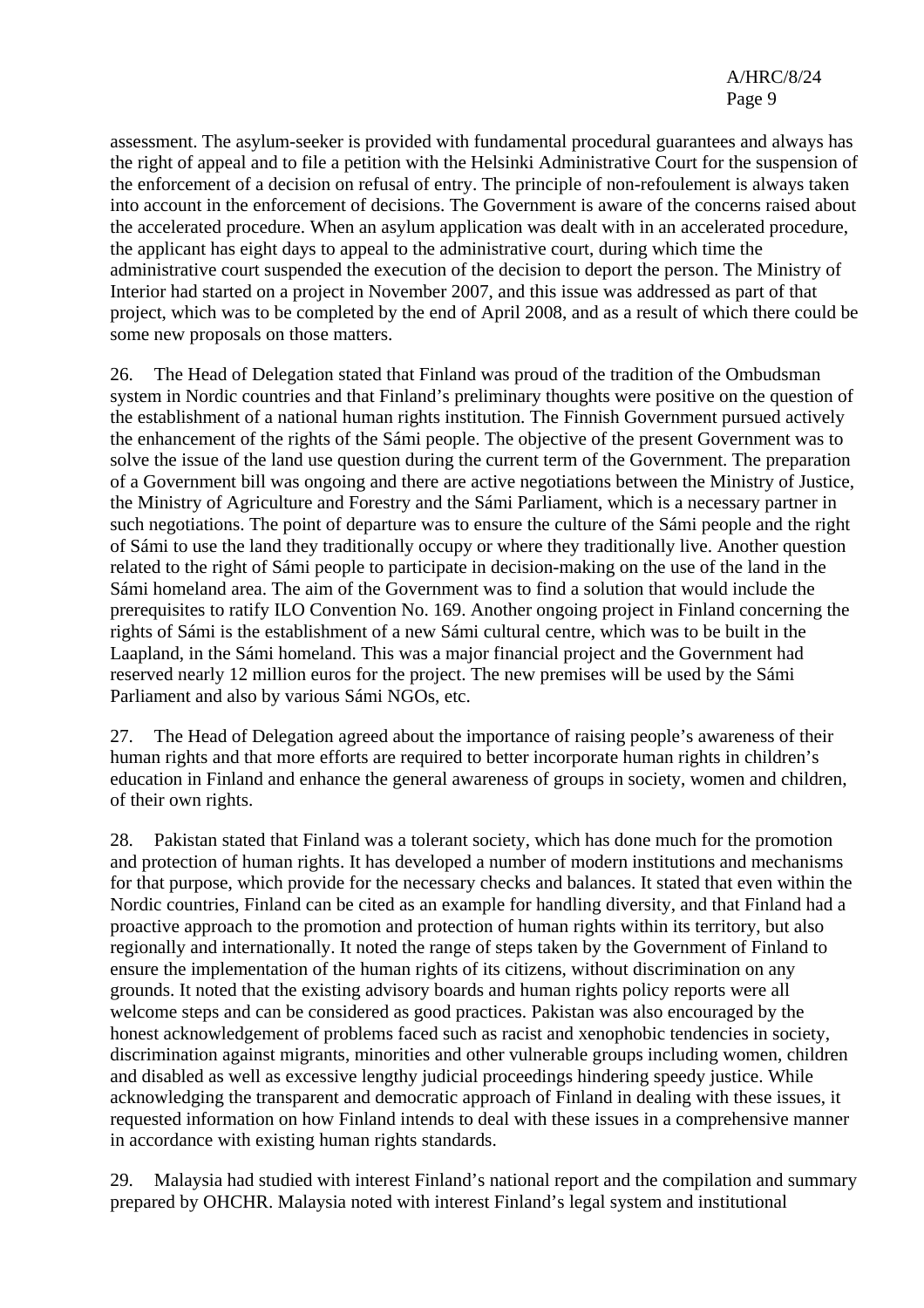assessment. The asylum-seeker is provided with fundamental procedural guarantees and always has the right of appeal and to file a petition with the Helsinki Administrative Court for the suspension of the enforcement of a decision on refusal of entry. The principle of non-refoulement is always taken into account in the enforcement of decisions. The Government is aware of the concerns raised about the accelerated procedure. When an asylum application was dealt with in an accelerated procedure, the applicant has eight days to appeal to the administrative court, during which time the administrative court suspended the execution of the decision to deport the person. The Ministry of Interior had started on a project in November 2007, and this issue was addressed as part of that project, which was to be completed by the end of April 2008, and as a result of which there could be some new proposals on those matters.

26. The Head of Delegation stated that Finland was proud of the tradition of the Ombudsman system in Nordic countries and that Finland's preliminary thoughts were positive on the question of the establishment of a national human rights institution. The Finnish Government pursued actively the enhancement of the rights of the Sámi people. The objective of the present Government was to solve the issue of the land use question during the current term of the Government. The preparation of a Government bill was ongoing and there are active negotiations between the Ministry of Justice, the Ministry of Agriculture and Forestry and the Sámi Parliament, which is a necessary partner in such negotiations. The point of departure was to ensure the culture of the Sámi people and the right of Sámi to use the land they traditionally occupy or where they traditionally live. Another question related to the right of Sámi people to participate in decision-making on the use of the land in the Sámi homeland area. The aim of the Government was to find a solution that would include the prerequisites to ratify ILO Convention No. 169. Another ongoing project in Finland concerning the rights of Sámi is the establishment of a new Sámi cultural centre, which was to be built in the Laapland, in the Sámi homeland. This was a major financial project and the Government had reserved nearly 12 million euros for the project. The new premises will be used by the Sámi Parliament and also by various Sámi NGOs, etc.

27. The Head of Delegation agreed about the importance of raising people's awareness of their human rights and that more efforts are required to better incorporate human rights in children's education in Finland and enhance the general awareness of groups in society, women and children, of their own rights.

28. Pakistan stated that Finland was a tolerant society, which has done much for the promotion and protection of human rights. It has developed a number of modern institutions and mechanisms for that purpose, which provide for the necessary checks and balances. It stated that even within the Nordic countries, Finland can be cited as an example for handling diversity, and that Finland had a proactive approach to the promotion and protection of human rights within its territory, but also regionally and internationally. It noted the range of steps taken by the Government of Finland to ensure the implementation of the human rights of its citizens, without discrimination on any grounds. It noted that the existing advisory boards and human rights policy reports were all welcome steps and can be considered as good practices. Pakistan was also encouraged by the honest acknowledgement of problems faced such as racist and xenophobic tendencies in society, discrimination against migrants, minorities and other vulnerable groups including women, children and disabled as well as excessive lengthy judicial proceedings hindering speedy justice. While acknowledging the transparent and democratic approach of Finland in dealing with these issues, it requested information on how Finland intends to deal with these issues in a comprehensive manner in accordance with existing human rights standards.

29. Malaysia had studied with interest Finland's national report and the compilation and summary prepared by OHCHR. Malaysia noted with interest Finland's legal system and institutional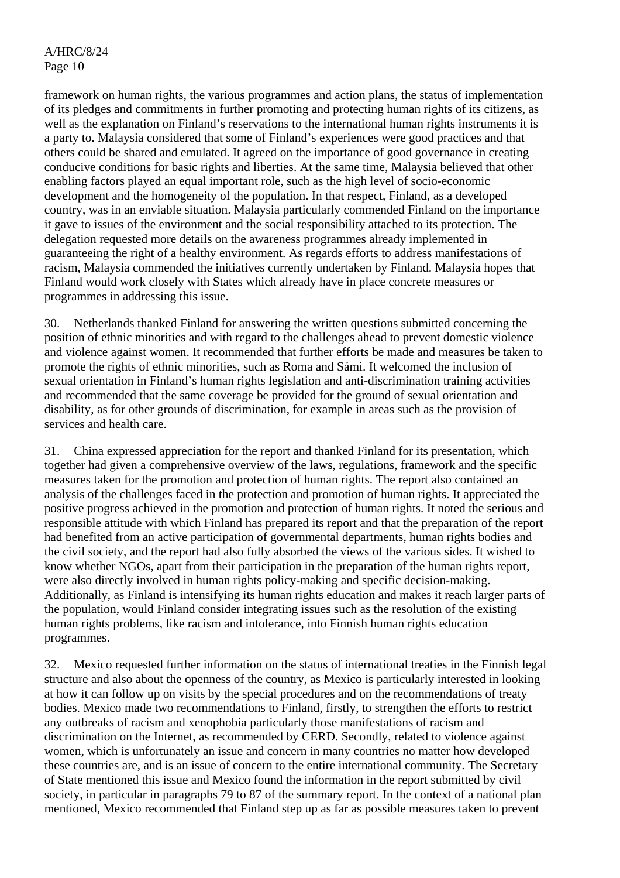framework on human rights, the various programmes and action plans, the status of implementation of its pledges and commitments in further promoting and protecting human rights of its citizens, as well as the explanation on Finland's reservations to the international human rights instruments it is a party to. Malaysia considered that some of Finland's experiences were good practices and that others could be shared and emulated. It agreed on the importance of good governance in creating conducive conditions for basic rights and liberties. At the same time, Malaysia believed that other enabling factors played an equal important role, such as the high level of socio-economic development and the homogeneity of the population. In that respect, Finland, as a developed country, was in an enviable situation. Malaysia particularly commended Finland on the importance it gave to issues of the environment and the social responsibility attached to its protection. The delegation requested more details on the awareness programmes already implemented in guaranteeing the right of a healthy environment. As regards efforts to address manifestations of racism, Malaysia commended the initiatives currently undertaken by Finland. Malaysia hopes that Finland would work closely with States which already have in place concrete measures or programmes in addressing this issue.

30. Netherlands thanked Finland for answering the written questions submitted concerning the position of ethnic minorities and with regard to the challenges ahead to prevent domestic violence and violence against women. It recommended that further efforts be made and measures be taken to promote the rights of ethnic minorities, such as Roma and Sámi. It welcomed the inclusion of sexual orientation in Finland's human rights legislation and anti-discrimination training activities and recommended that the same coverage be provided for the ground of sexual orientation and disability, as for other grounds of discrimination, for example in areas such as the provision of services and health care.

31. China expressed appreciation for the report and thanked Finland for its presentation, which together had given a comprehensive overview of the laws, regulations, framework and the specific measures taken for the promotion and protection of human rights. The report also contained an analysis of the challenges faced in the protection and promotion of human rights. It appreciated the positive progress achieved in the promotion and protection of human rights. It noted the serious and responsible attitude with which Finland has prepared its report and that the preparation of the report had benefited from an active participation of governmental departments, human rights bodies and the civil society, and the report had also fully absorbed the views of the various sides. It wished to know whether NGOs, apart from their participation in the preparation of the human rights report, were also directly involved in human rights policy-making and specific decision-making. Additionally, as Finland is intensifying its human rights education and makes it reach larger parts of the population, would Finland consider integrating issues such as the resolution of the existing human rights problems, like racism and intolerance, into Finnish human rights education programmes.

32. Mexico requested further information on the status of international treaties in the Finnish legal structure and also about the openness of the country, as Mexico is particularly interested in looking at how it can follow up on visits by the special procedures and on the recommendations of treaty bodies. Mexico made two recommendations to Finland, firstly, to strengthen the efforts to restrict any outbreaks of racism and xenophobia particularly those manifestations of racism and discrimination on the Internet, as recommended by CERD. Secondly, related to violence against women, which is unfortunately an issue and concern in many countries no matter how developed these countries are, and is an issue of concern to the entire international community. The Secretary of State mentioned this issue and Mexico found the information in the report submitted by civil society, in particular in paragraphs 79 to 87 of the summary report. In the context of a national plan mentioned, Mexico recommended that Finland step up as far as possible measures taken to prevent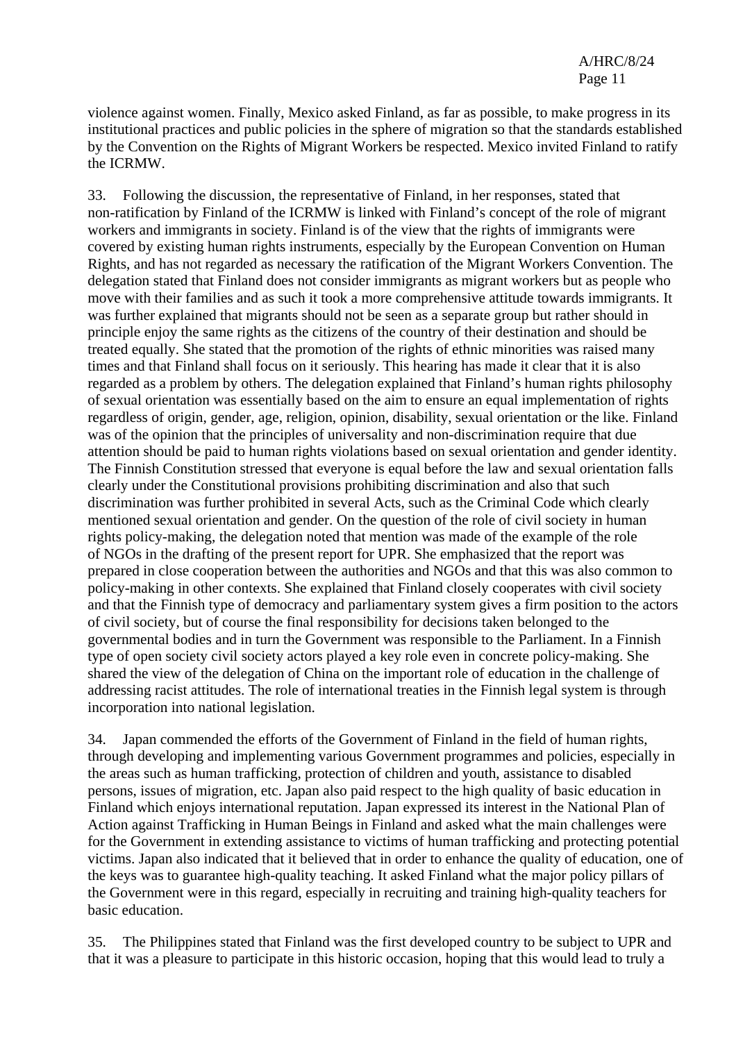violence against women. Finally, Mexico asked Finland, as far as possible, to make progress in its institutional practices and public policies in the sphere of migration so that the standards established by the Convention on the Rights of Migrant Workers be respected. Mexico invited Finland to ratify the ICRMW.

33. Following the discussion, the representative of Finland, in her responses, stated that non-ratification by Finland of the ICRMW is linked with Finland's concept of the role of migrant workers and immigrants in society. Finland is of the view that the rights of immigrants were covered by existing human rights instruments, especially by the European Convention on Human Rights, and has not regarded as necessary the ratification of the Migrant Workers Convention. The delegation stated that Finland does not consider immigrants as migrant workers but as people who move with their families and as such it took a more comprehensive attitude towards immigrants. It was further explained that migrants should not be seen as a separate group but rather should in principle enjoy the same rights as the citizens of the country of their destination and should be treated equally. She stated that the promotion of the rights of ethnic minorities was raised many times and that Finland shall focus on it seriously. This hearing has made it clear that it is also regarded as a problem by others. The delegation explained that Finland's human rights philosophy of sexual orientation was essentially based on the aim to ensure an equal implementation of rights regardless of origin, gender, age, religion, opinion, disability, sexual orientation or the like. Finland was of the opinion that the principles of universality and non-discrimination require that due attention should be paid to human rights violations based on sexual orientation and gender identity. The Finnish Constitution stressed that everyone is equal before the law and sexual orientation falls clearly under the Constitutional provisions prohibiting discrimination and also that such discrimination was further prohibited in several Acts, such as the Criminal Code which clearly mentioned sexual orientation and gender. On the question of the role of civil society in human rights policy-making, the delegation noted that mention was made of the example of the role of NGOs in the drafting of the present report for UPR. She emphasized that the report was prepared in close cooperation between the authorities and NGOs and that this was also common to policy-making in other contexts. She explained that Finland closely cooperates with civil society and that the Finnish type of democracy and parliamentary system gives a firm position to the actors of civil society, but of course the final responsibility for decisions taken belonged to the governmental bodies and in turn the Government was responsible to the Parliament. In a Finnish type of open society civil society actors played a key role even in concrete policy-making. She shared the view of the delegation of China on the important role of education in the challenge of addressing racist attitudes. The role of international treaties in the Finnish legal system is through incorporation into national legislation.

34. Japan commended the efforts of the Government of Finland in the field of human rights, through developing and implementing various Government programmes and policies, especially in the areas such as human trafficking, protection of children and youth, assistance to disabled persons, issues of migration, etc. Japan also paid respect to the high quality of basic education in Finland which enjoys international reputation. Japan expressed its interest in the National Plan of Action against Trafficking in Human Beings in Finland and asked what the main challenges were for the Government in extending assistance to victims of human trafficking and protecting potential victims. Japan also indicated that it believed that in order to enhance the quality of education, one of the keys was to guarantee high-quality teaching. It asked Finland what the major policy pillars of the Government were in this regard, especially in recruiting and training high-quality teachers for basic education.

35. The Philippines stated that Finland was the first developed country to be subject to UPR and that it was a pleasure to participate in this historic occasion, hoping that this would lead to truly a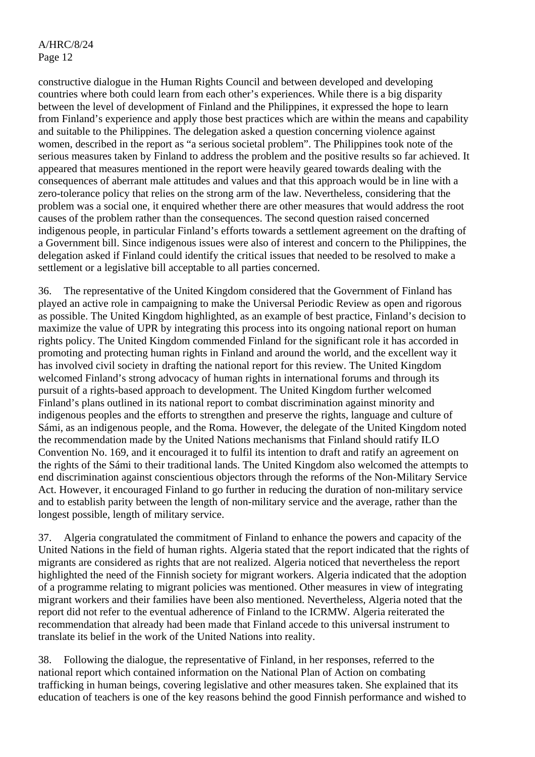constructive dialogue in the Human Rights Council and between developed and developing countries where both could learn from each other's experiences. While there is a big disparity between the level of development of Finland and the Philippines, it expressed the hope to learn from Finland's experience and apply those best practices which are within the means and capability and suitable to the Philippines. The delegation asked a question concerning violence against women, described in the report as "a serious societal problem". The Philippines took note of the serious measures taken by Finland to address the problem and the positive results so far achieved. It appeared that measures mentioned in the report were heavily geared towards dealing with the consequences of aberrant male attitudes and values and that this approach would be in line with a zero-tolerance policy that relies on the strong arm of the law. Nevertheless, considering that the problem was a social one, it enquired whether there are other measures that would address the root causes of the problem rather than the consequences. The second question raised concerned indigenous people, in particular Finland's efforts towards a settlement agreement on the drafting of a Government bill. Since indigenous issues were also of interest and concern to the Philippines, the delegation asked if Finland could identify the critical issues that needed to be resolved to make a settlement or a legislative bill acceptable to all parties concerned.

36. The representative of the United Kingdom considered that the Government of Finland has played an active role in campaigning to make the Universal Periodic Review as open and rigorous as possible. The United Kingdom highlighted, as an example of best practice, Finland's decision to maximize the value of UPR by integrating this process into its ongoing national report on human rights policy. The United Kingdom commended Finland for the significant role it has accorded in promoting and protecting human rights in Finland and around the world, and the excellent way it has involved civil society in drafting the national report for this review. The United Kingdom welcomed Finland's strong advocacy of human rights in international forums and through its pursuit of a rights-based approach to development. The United Kingdom further welcomed Finland's plans outlined in its national report to combat discrimination against minority and indigenous peoples and the efforts to strengthen and preserve the rights, language and culture of Sámi, as an indigenous people, and the Roma. However, the delegate of the United Kingdom noted the recommendation made by the United Nations mechanisms that Finland should ratify ILO Convention No. 169, and it encouraged it to fulfil its intention to draft and ratify an agreement on the rights of the Sámi to their traditional lands. The United Kingdom also welcomed the attempts to end discrimination against conscientious objectors through the reforms of the Non-Military Service Act. However, it encouraged Finland to go further in reducing the duration of non-military service and to establish parity between the length of non-military service and the average, rather than the longest possible, length of military service.

37. Algeria congratulated the commitment of Finland to enhance the powers and capacity of the United Nations in the field of human rights. Algeria stated that the report indicated that the rights of migrants are considered as rights that are not realized. Algeria noticed that nevertheless the report highlighted the need of the Finnish society for migrant workers. Algeria indicated that the adoption of a programme relating to migrant policies was mentioned. Other measures in view of integrating migrant workers and their families have been also mentioned. Nevertheless, Algeria noted that the report did not refer to the eventual adherence of Finland to the ICRMW. Algeria reiterated the recommendation that already had been made that Finland accede to this universal instrument to translate its belief in the work of the United Nations into reality.

38. Following the dialogue, the representative of Finland, in her responses, referred to the national report which contained information on the National Plan of Action on combating trafficking in human beings, covering legislative and other measures taken. She explained that its education of teachers is one of the key reasons behind the good Finnish performance and wished to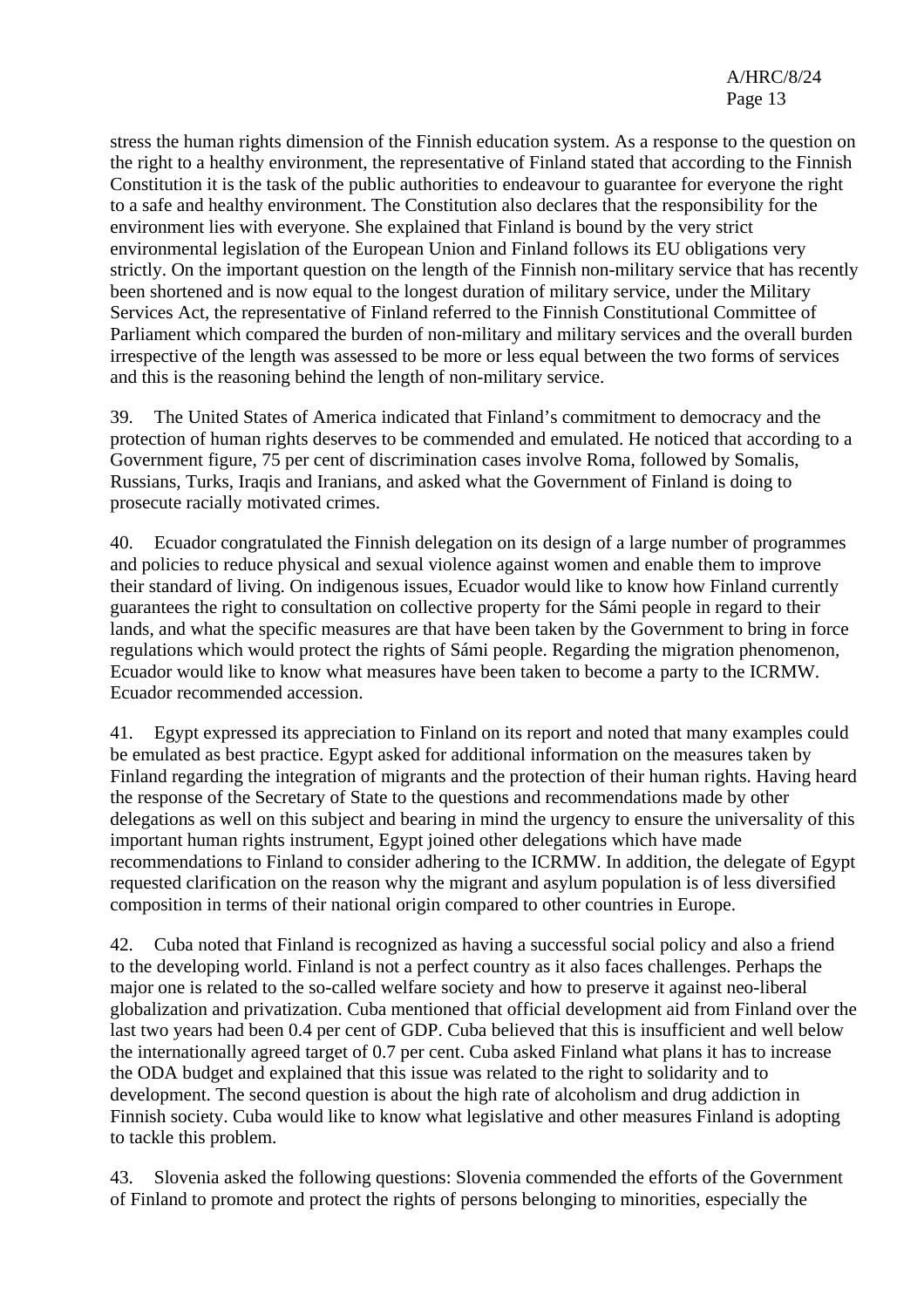stress the human rights dimension of the Finnish education system. As a response to the question on the right to a healthy environment, the representative of Finland stated that according to the Finnish Constitution it is the task of the public authorities to endeavour to guarantee for everyone the right to a safe and healthy environment. The Constitution also declares that the responsibility for the environment lies with everyone. She explained that Finland is bound by the very strict environmental legislation of the European Union and Finland follows its EU obligations very strictly. On the important question on the length of the Finnish non-military service that has recently been shortened and is now equal to the longest duration of military service, under the Military Services Act, the representative of Finland referred to the Finnish Constitutional Committee of Parliament which compared the burden of non-military and military services and the overall burden irrespective of the length was assessed to be more or less equal between the two forms of services and this is the reasoning behind the length of non-military service.

39. The United States of America indicated that Finland's commitment to democracy and the protection of human rights deserves to be commended and emulated. He noticed that according to a Government figure, 75 per cent of discrimination cases involve Roma, followed by Somalis, Russians, Turks, Iraqis and Iranians, and asked what the Government of Finland is doing to prosecute racially motivated crimes.

40. Ecuador congratulated the Finnish delegation on its design of a large number of programmes and policies to reduce physical and sexual violence against women and enable them to improve their standard of living. On indigenous issues, Ecuador would like to know how Finland currently guarantees the right to consultation on collective property for the Sámi people in regard to their lands, and what the specific measures are that have been taken by the Government to bring in force regulations which would protect the rights of Sámi people. Regarding the migration phenomenon, Ecuador would like to know what measures have been taken to become a party to the ICRMW. Ecuador recommended accession.

41. Egypt expressed its appreciation to Finland on its report and noted that many examples could be emulated as best practice. Egypt asked for additional information on the measures taken by Finland regarding the integration of migrants and the protection of their human rights. Having heard the response of the Secretary of State to the questions and recommendations made by other delegations as well on this subject and bearing in mind the urgency to ensure the universality of this important human rights instrument, Egypt joined other delegations which have made recommendations to Finland to consider adhering to the ICRMW. In addition, the delegate of Egypt requested clarification on the reason why the migrant and asylum population is of less diversified composition in terms of their national origin compared to other countries in Europe.

42. Cuba noted that Finland is recognized as having a successful social policy and also a friend to the developing world. Finland is not a perfect country as it also faces challenges. Perhaps the major one is related to the so-called welfare society and how to preserve it against neo-liberal globalization and privatization. Cuba mentioned that official development aid from Finland over the last two years had been 0.4 per cent of GDP. Cuba believed that this is insufficient and well below the internationally agreed target of 0.7 per cent. Cuba asked Finland what plans it has to increase the ODA budget and explained that this issue was related to the right to solidarity and to development. The second question is about the high rate of alcoholism and drug addiction in Finnish society. Cuba would like to know what legislative and other measures Finland is adopting to tackle this problem.

43. Slovenia asked the following questions: Slovenia commended the efforts of the Government of Finland to promote and protect the rights of persons belonging to minorities, especially the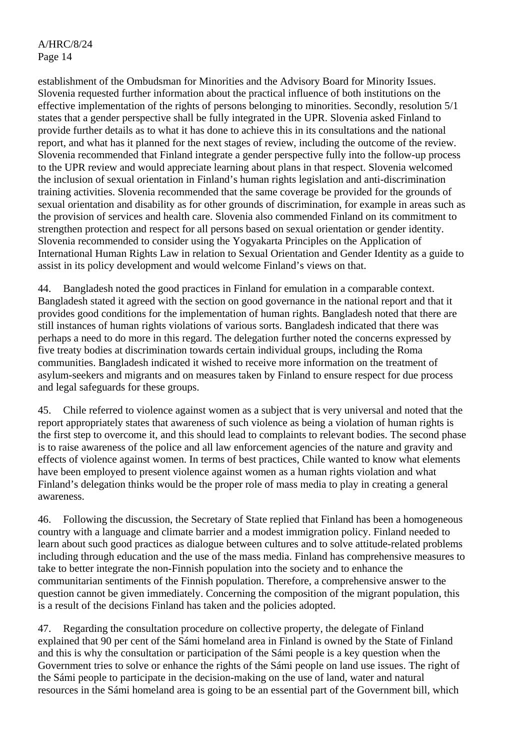establishment of the Ombudsman for Minorities and the Advisory Board for Minority Issues. Slovenia requested further information about the practical influence of both institutions on the effective implementation of the rights of persons belonging to minorities. Secondly, resolution 5/1 states that a gender perspective shall be fully integrated in the UPR. Slovenia asked Finland to provide further details as to what it has done to achieve this in its consultations and the national report, and what has it planned for the next stages of review, including the outcome of the review. Slovenia recommended that Finland integrate a gender perspective fully into the follow-up process to the UPR review and would appreciate learning about plans in that respect. Slovenia welcomed the inclusion of sexual orientation in Finland's human rights legislation and anti-discrimination training activities. Slovenia recommended that the same coverage be provided for the grounds of sexual orientation and disability as for other grounds of discrimination, for example in areas such as the provision of services and health care. Slovenia also commended Finland on its commitment to strengthen protection and respect for all persons based on sexual orientation or gender identity. Slovenia recommended to consider using the Yogyakarta Principles on the Application of International Human Rights Law in relation to Sexual Orientation and Gender Identity as a guide to assist in its policy development and would welcome Finland's views on that.

44. Bangladesh noted the good practices in Finland for emulation in a comparable context. Bangladesh stated it agreed with the section on good governance in the national report and that it provides good conditions for the implementation of human rights. Bangladesh noted that there are still instances of human rights violations of various sorts. Bangladesh indicated that there was perhaps a need to do more in this regard. The delegation further noted the concerns expressed by five treaty bodies at discrimination towards certain individual groups, including the Roma communities. Bangladesh indicated it wished to receive more information on the treatment of asylum-seekers and migrants and on measures taken by Finland to ensure respect for due process and legal safeguards for these groups.

45. Chile referred to violence against women as a subject that is very universal and noted that the report appropriately states that awareness of such violence as being a violation of human rights is the first step to overcome it, and this should lead to complaints to relevant bodies. The second phase is to raise awareness of the police and all law enforcement agencies of the nature and gravity and effects of violence against women. In terms of best practices, Chile wanted to know what elements have been employed to present violence against women as a human rights violation and what Finland's delegation thinks would be the proper role of mass media to play in creating a general awareness.

46. Following the discussion, the Secretary of State replied that Finland has been a homogeneous country with a language and climate barrier and a modest immigration policy. Finland needed to learn about such good practices as dialogue between cultures and to solve attitude-related problems including through education and the use of the mass media. Finland has comprehensive measures to take to better integrate the non-Finnish population into the society and to enhance the communitarian sentiments of the Finnish population. Therefore, a comprehensive answer to the question cannot be given immediately. Concerning the composition of the migrant population, this is a result of the decisions Finland has taken and the policies adopted.

47. Regarding the consultation procedure on collective property, the delegate of Finland explained that 90 per cent of the Sámi homeland area in Finland is owned by the State of Finland and this is why the consultation or participation of the Sámi people is a key question when the Government tries to solve or enhance the rights of the Sámi people on land use issues. The right of the Sámi people to participate in the decision-making on the use of land, water and natural resources in the Sámi homeland area is going to be an essential part of the Government bill, which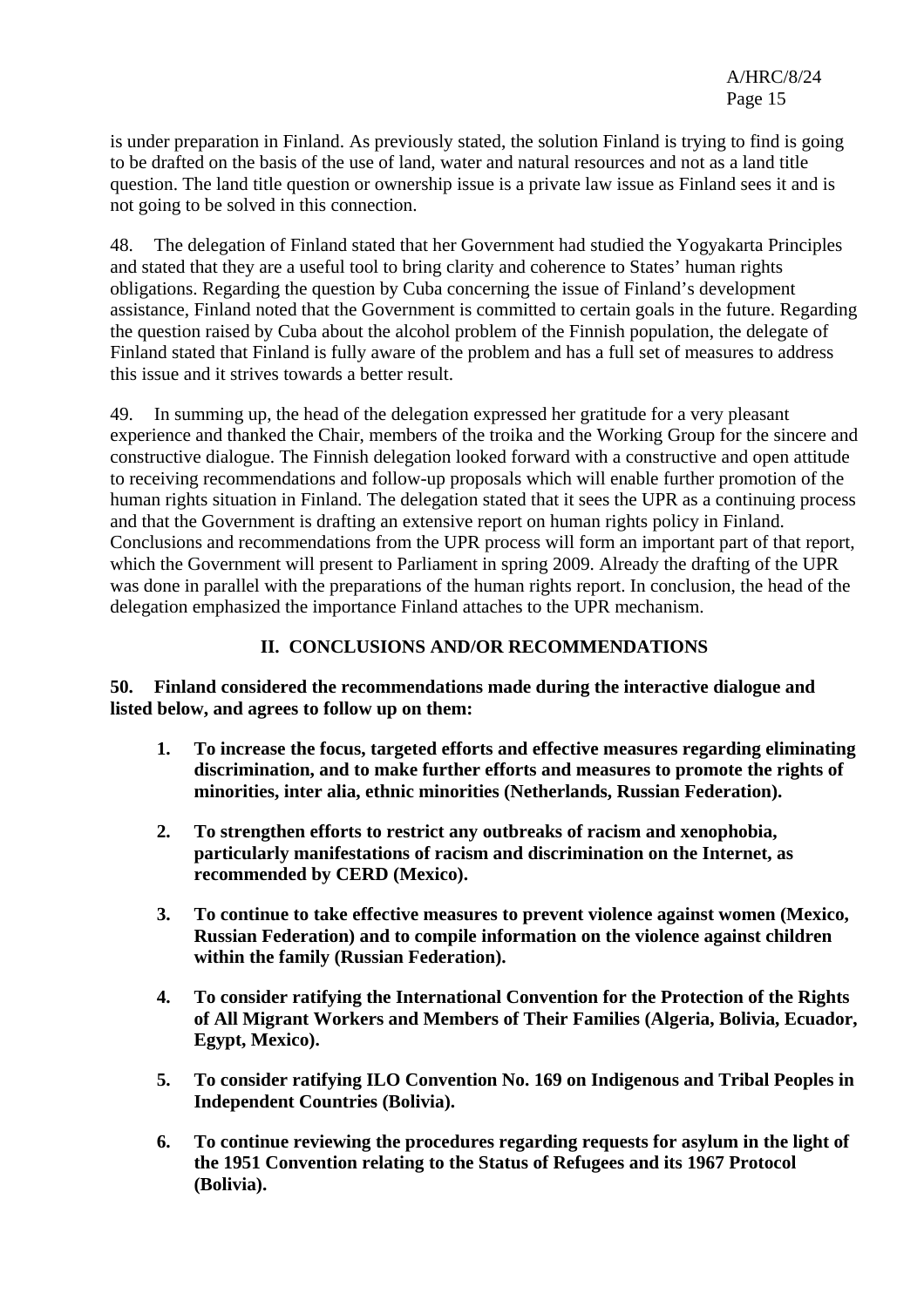is under preparation in Finland. As previously stated, the solution Finland is trying to find is going to be drafted on the basis of the use of land, water and natural resources and not as a land title question. The land title question or ownership issue is a private law issue as Finland sees it and is not going to be solved in this connection.

48. The delegation of Finland stated that her Government had studied the Yogyakarta Principles and stated that they are a useful tool to bring clarity and coherence to States' human rights obligations. Regarding the question by Cuba concerning the issue of Finland's development assistance, Finland noted that the Government is committed to certain goals in the future. Regarding the question raised by Cuba about the alcohol problem of the Finnish population, the delegate of Finland stated that Finland is fully aware of the problem and has a full set of measures to address this issue and it strives towards a better result.

49. In summing up, the head of the delegation expressed her gratitude for a very pleasant experience and thanked the Chair, members of the troika and the Working Group for the sincere and constructive dialogue. The Finnish delegation looked forward with a constructive and open attitude to receiving recommendations and follow-up proposals which will enable further promotion of the human rights situation in Finland. The delegation stated that it sees the UPR as a continuing process and that the Government is drafting an extensive report on human rights policy in Finland. Conclusions and recommendations from the UPR process will form an important part of that report, which the Government will present to Parliament in spring 2009. Already the drafting of the UPR was done in parallel with the preparations of the human rights report. In conclusion, the head of the delegation emphasized the importance Finland attaches to the UPR mechanism.

## II. CONCLUSIONS AND/OR RECOMMENDATIONS

**50. Finland considered the recommendations made during the interactive dialogue and listed below, and agrees to follow up on them:**

1. **To increase the focus, targeted efforts and effective measures regarding eliminating discrimination, and to make further efforts and measures to promote the rights of minorities, inter alia, ethnic minorities (Netherlands, Russian Federation).**

2. **To strengthen efforts to restrict any outbreaks of racism and xenophobia, particularly manifestations of racism and discrimination on the Internet, as recommended by CERD (Mexico).**

3. **To continue to take effective measures to prevent violence against women (Mexico, Russian Federation) and to compile information on the violence against children within the family (Russian Federation).**

4. **To consider ratifying the International Convention for the Protection of the Rights of All Migrant Workers and Members of Their Families (Algeria, Bolivia, Ecuador, Egypt, Mexico).**

5. **To consider ratifying ILO Convention No. 169 on Indigenous and Tribal Peoples in Independent Countries (Bolivia).**

6. **To continue reviewing the procedures regarding requests for asylum in the light of the 1951 Convention relating to the Status of Refugees and its 1967 Protocol (Bolivia).**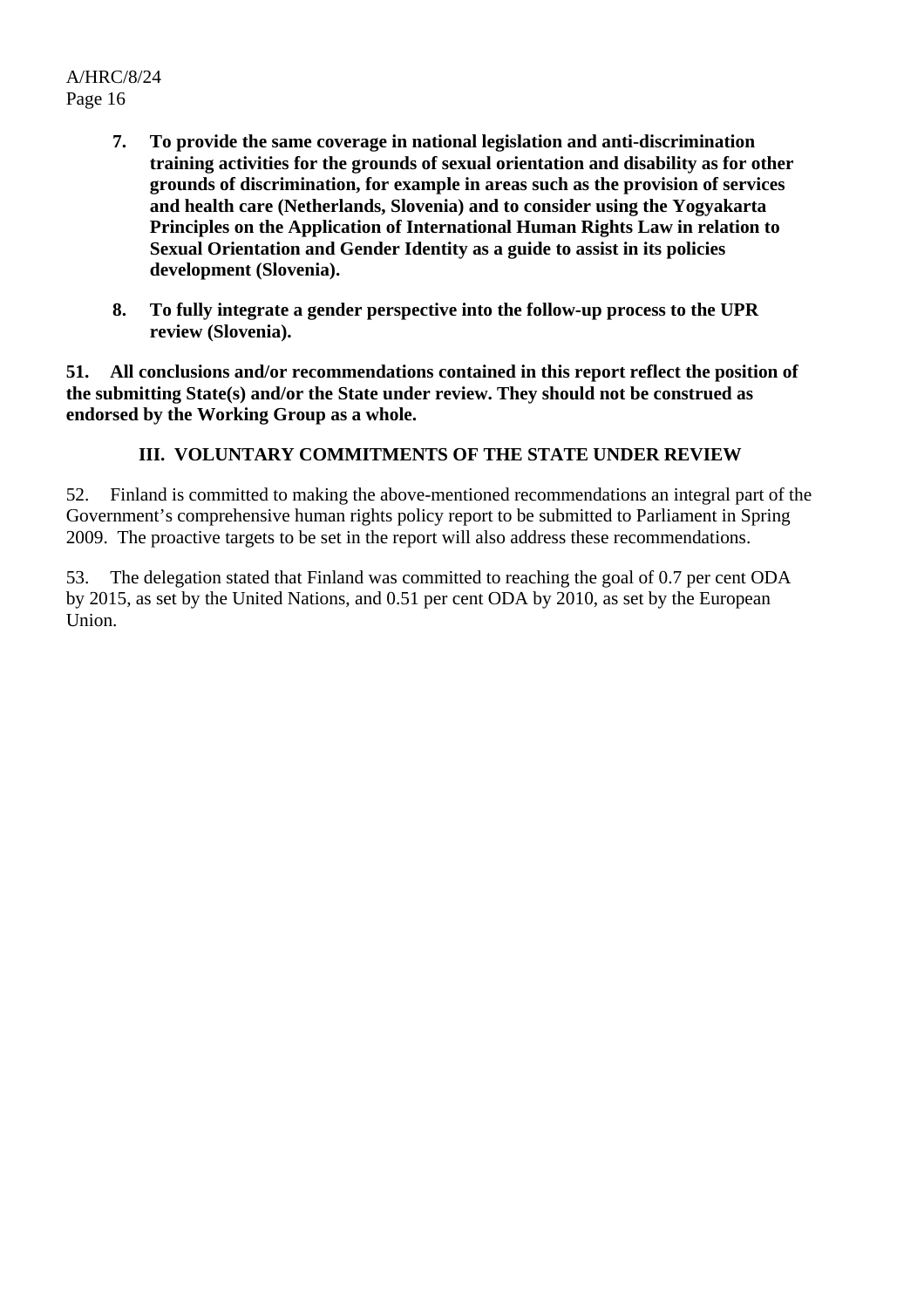7. **To provide the same coverage in national legislation and anti-discrimination training activities for the grounds of sexual orientation and disability as for other grounds of discrimination, for example in areas such as the provision of services and health care (Netherlands, Slovenia) and to consider using the Yogyakarta Principles on the Application of International Human Rights Law in relation to Sexual Orientation and Gender Identity as a guide to assist in its policies development (Slovenia).**

8. **To fully integrate a gender perspective into the follow-up process to the UPR review (Slovenia).**

**51. All conclusions and/or recommendations contained in this report reflect the position of the submitting State(s) and/or the State under review. They should not be construed as endorsed by the Working Group as a whole.**

## III. VOLUNTARY COMMITMENTS OF THE STATE UNDER REVIEW

52. Finland is committed to making the above-mentioned recommendations an integral part of the Government's comprehensive human rights policy report to be submitted to Parliament in Spring 2009. The proactive targets to be set in the report will also address these recommendations.

53. The delegation stated that Finland was committed to reaching the goal of 0.7 per cent ODA by 2015, as set by the United Nations, and 0.51 per cent ODA by 2010, as set by the European Union.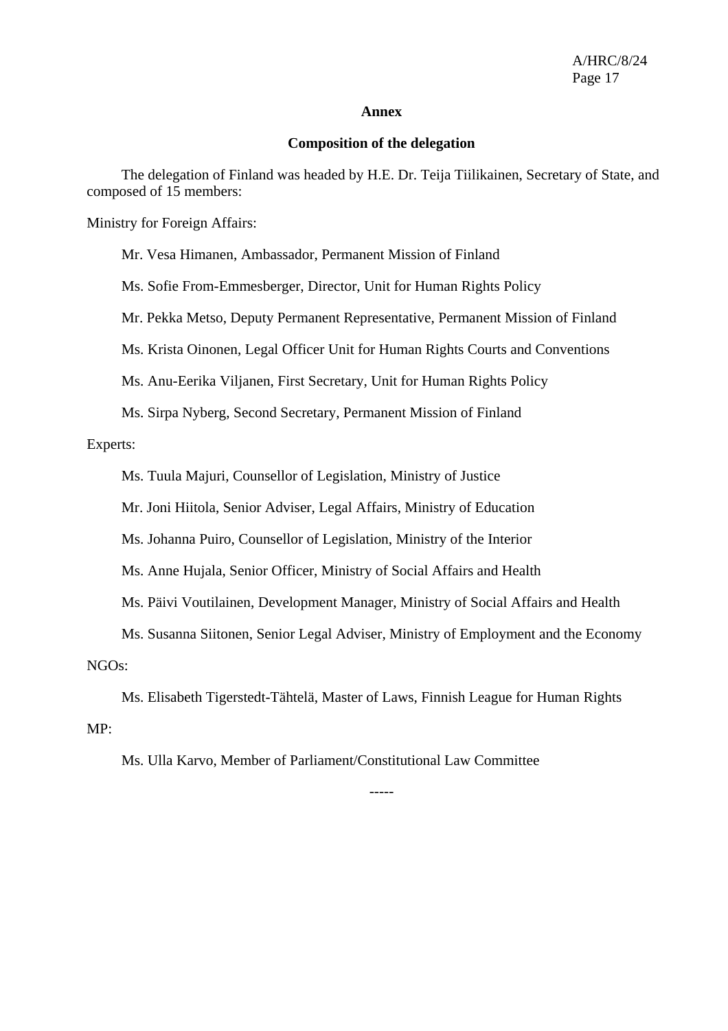## Annex

### Composition of the delegation

The delegation of Finland was headed by H.E. Dr. Teija Tiilikainen, Secretary of State, and composed of 15 members:

Ministry for Foreign Affairs:

Mr. Vesa Himanen, Ambassador, Permanent Mission of Finland

Ms. Sofie From-Emmesberger, Director, Unit for Human Rights Policy

Mr. Pekka Metso, Deputy Permanent Representative, Permanent Mission of Finland

Ms. Krista Oinonen, Legal Officer Unit for Human Rights Courts and Conventions

Ms. Anu-Eerika Viljanen, First Secretary, Unit for Human Rights Policy

Ms. Sirpa Nyberg, Second Secretary, Permanent Mission of Finland

Experts:

Ms. Tuula Majuri, Counsellor of Legislation, Ministry of Justice

Mr. Joni Hiitola, Senior Adviser, Legal Affairs, Ministry of Education

Ms. Johanna Puiro, Counsellor of Legislation, Ministry of the Interior

Ms. Anne Hujala, Senior Officer, Ministry of Social Affairs and Health

Ms. Päivi Voutilainen, Development Manager, Ministry of Social Affairs and Health

Ms. Susanna Siitonen, Senior Legal Adviser, Ministry of Employment and the Economy

NGOs:

Ms. Elisabeth Tigerstedt-Tähtelä, Master of Laws, Finnish League for Human Rights

MP:

Ms. Ulla Karvo, Member of Parliament/Constitutional Law Committee

-----